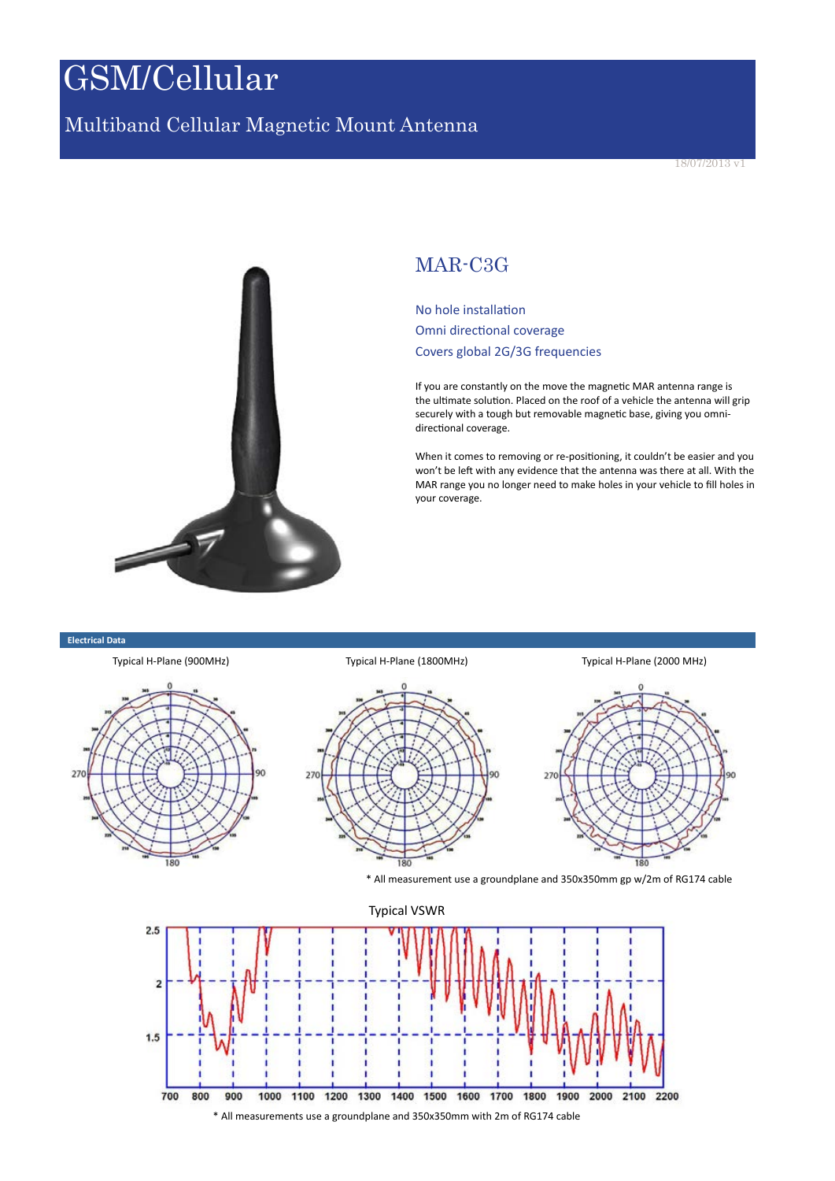# GSM/Cellular

## Multiband Cellular Magnetic Mount Antenna

18/07/2013 v1

## MAR-C3G

No hole installation
Omni directional coverage
Covers global 2G/3G frequencies

If you are constantly on the move the magnetic MAR antenna range is the ultimate solution. Placed on the roof of a vehicle the antenna will grip securely with a tough but removable magnetic base, giving you omni-directional coverage.

When it comes to removing or re-positioning, it couldn't be easier and you won't be left with any evidence that the antenna was there at all. With the MAR range you no longer need to make holes in your vehicle to fill holes in your coverage.

### Electrical Data

Typical H-Plane (900MHz)

Typical H-Plane (1800MHz)

Typical H-Plane (2000 MHz)

\* All measurement use a groundplane and 350x350mm gp w/2m of RG174 cable

Typical VSWR

\* All measurements use a groundplane and 350x350mm with 2m of RG174 cable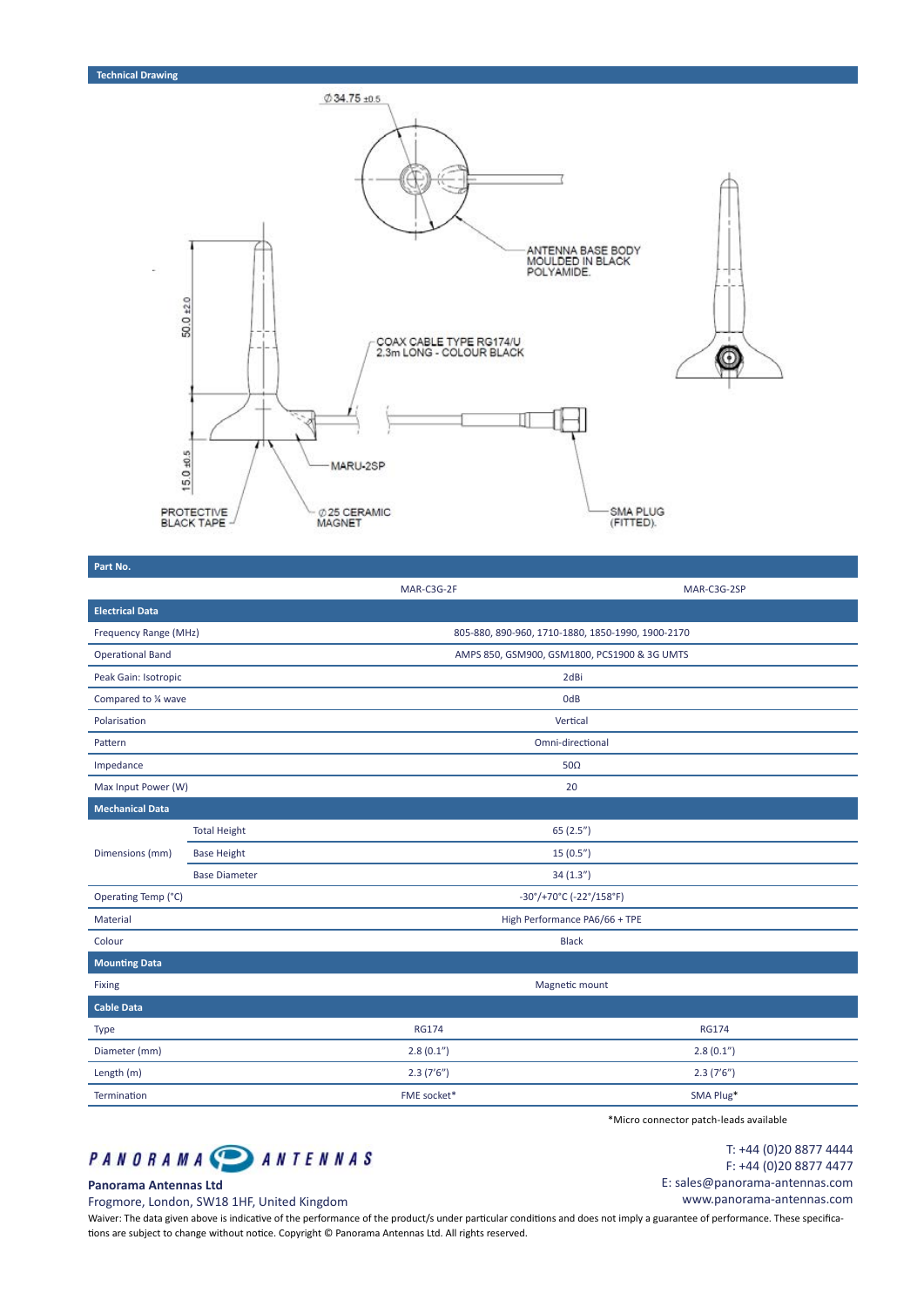## Technical Drawing

Ø34.75 ±0.5

ANTENNA BASE BODY MOULDED IN BLACK POLYAMIDE.

COAX CABLE TYPE RG174/U 2.3m LONG - COLOUR BLACK

50.0 ±2.0

15.0 ±0.5

MARU-2SP

PROTECTIVE BLACK TAPE

Ø25 CERAMIC MAGNET

SMA PLUG (FITTED).

| Part No. | | MAR-C3G-2F | MAR-C3G-2SP |
|---|---|---|---|
| **Electrical Data** | | | |
| Frequency Range (MHz) | | 805-880, 890-960, 1710-1880, 1850-1990, 1900-2170 | |
| Operational Band | | AMPS 850, GSM900, GSM1800, PCS1900 & 3G UMTS | |
| Peak Gain: Isotropic | | 2dBi | |
| Compared to ¼ wave | | 0dB | |
| Polarisation | | Vertical | |
| Pattern | | Omni-directional | |
| Impedance | | 50Ω | |
| Max Input Power (W) | | 20 | |
| **Mechanical Data** | | | |
| Dimensions (mm) | Total Height | 65 (2.5") | |
| | Base Height | 15 (0.5") | |
| | Base Diameter | 34 (1.3") | |
| Operating Temp (°C) | | -30°/+70°C (-22°/158°F) | |
| Material | | High Performance PA6/66 + TPE | |
| Colour | | Black | |
| **Mounting Data** | | | |
| Fixing | | Magnetic mount | |
| **Cable Data** | | | |
| Type | | RG174 | RG174 |
| Diameter (mm) | | 2.8 (0.1") | 2.8 (0.1") |
| Length (m) | | 2.3 (7'6") | 2.3 (7'6") |
| Termination | | FME socket* | SMA Plug* |

*Micro connector patch-leads available

PANORAMA ANTENNAS

**Panorama Antennas Ltd**
Frogmore, London, SW18 1HF, United Kingdom

T: +44 (0)20 8877 4444
F: +44 (0)20 8877 4477
E: sales@panorama-antennas.com
www.panorama-antennas.com

Waiver: The data given above is indicative of the performance of the product/s under particular conditions and does not imply a guarantee of performance. These specifications are subject to change without notice. Copyright © Panorama Antennas Ltd. All rights reserved.